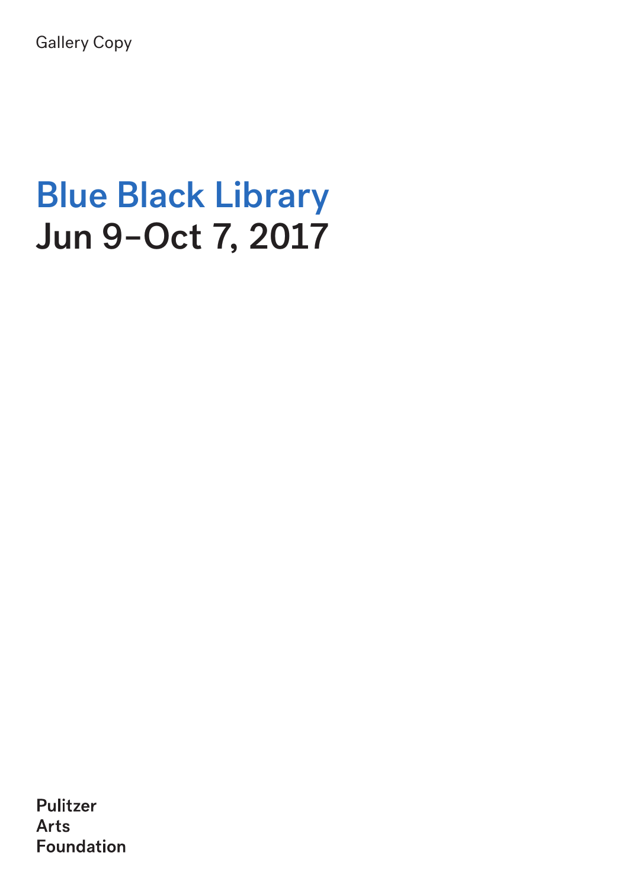Gallery Copy

# Blue Black Library
## Jun 9–Oct 7, 2017

Pulitzer
Arts
Foundation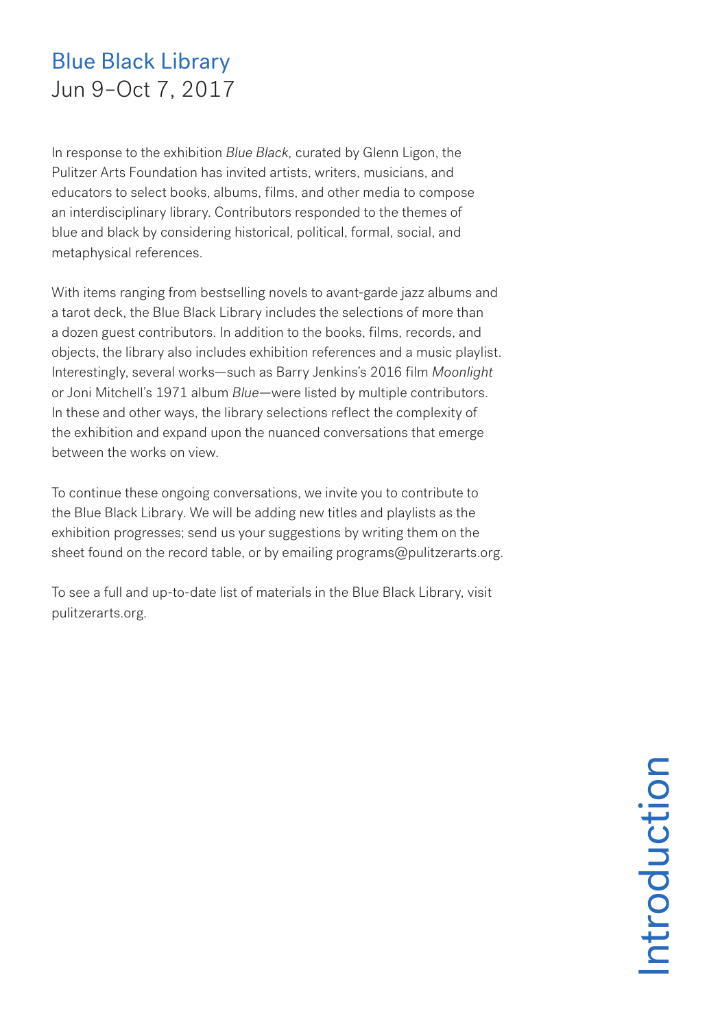# Blue Black Library

Jun 9–Oct 7, 2017

In response to the exhibition *Blue Black,* curated by Glenn Ligon, the Pulitzer Arts Foundation has invited artists, writers, musicians, and educators to select books, albums, films, and other media to compose an interdisciplinary library. Contributors responded to the themes of blue and black by considering historical, political, formal, social, and metaphysical references.

With items ranging from bestselling novels to avant-garde jazz albums and a tarot deck, the Blue Black Library includes the selections of more than a dozen guest contributors. In addition to the books, films, records, and objects, the library also includes exhibition references and a music playlist. Interestingly, several works—such as Barry Jenkins's 2016 film *Moonlight* or Joni Mitchell's 1971 album *Blue*—were listed by multiple contributors. In these and other ways, the library selections reflect the complexity of the exhibition and expand upon the nuanced conversations that emerge between the works on view.

To continue these ongoing conversations, we invite you to contribute to the Blue Black Library. We will be adding new titles and playlists as the exhibition progresses; send us your suggestions by writing them on the sheet found on the record table, or by emailing programs@pulitzerarts.org.

To see a full and up-to-date list of materials in the Blue Black Library, visit pulitzerarts.org.

## Introduction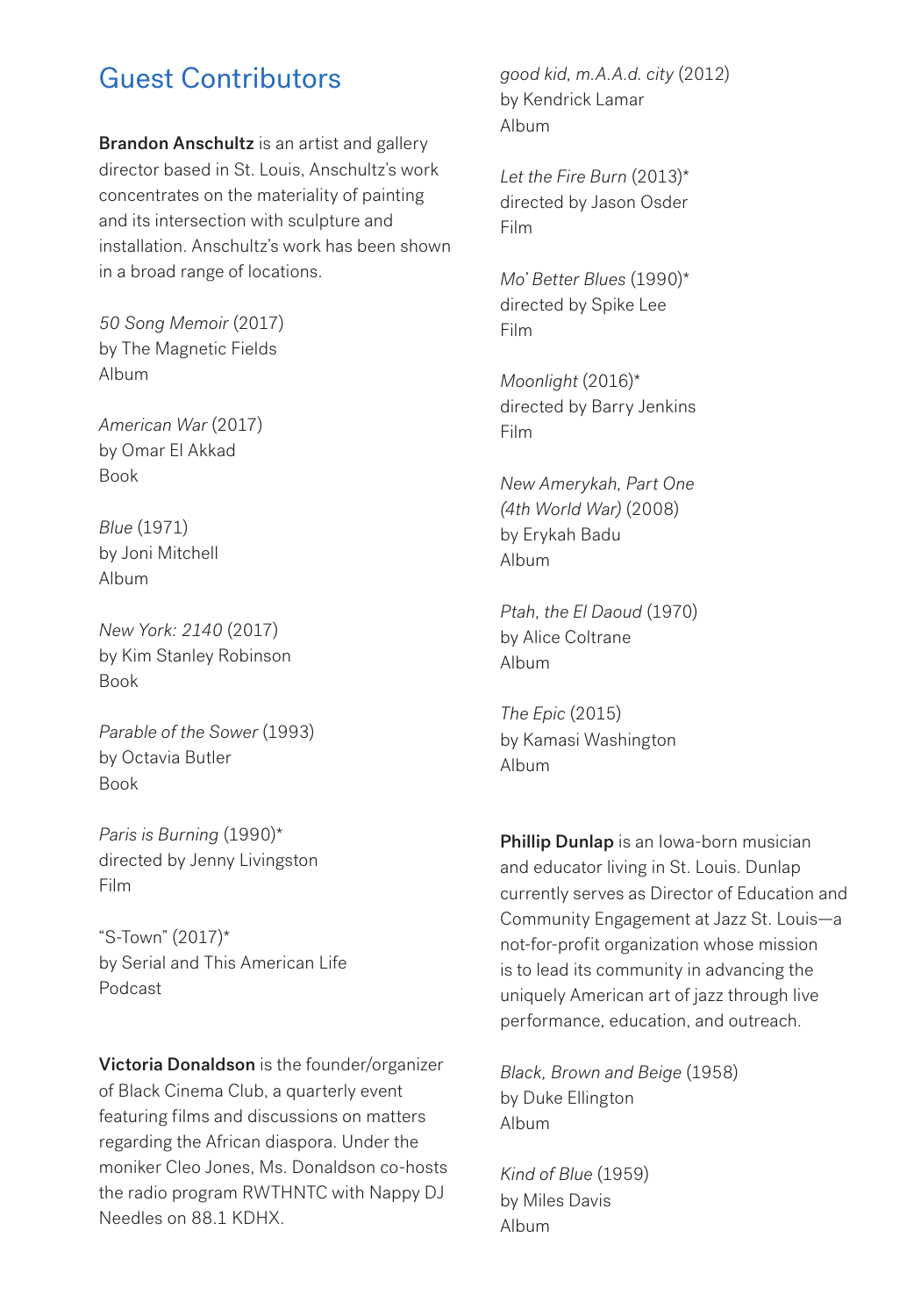## Guest Contributors

**Brandon Anschultz** is an artist and gallery director based in St. Louis, Anschultz's work concentrates on the materiality of painting and its intersection with sculpture and installation. Anschultz's work has been shown in a broad range of locations.

*50 Song Memoir* (2017)
by The Magnetic Fields
Album

*American War* (2017)
by Omar El Akkad
Book

*Blue* (1971)
by Joni Mitchell
Album

*New York: 2140* (2017)
by Kim Stanley Robinson
Book

*Parable of the Sower* (1993)
by Octavia Butler
Book

*Paris is Burning* (1990)*
directed by Jenny Livingston
Film

"S-Town" (2017)*
by Serial and This American Life
Podcast

**Victoria Donaldson** is the founder/organizer of Black Cinema Club, a quarterly event featuring films and discussions on matters regarding the African diaspora. Under the moniker Cleo Jones, Ms. Donaldson co-hosts the radio program RWTHNTC with Nappy DJ Needles on 88.1 KDHX.

*good kid, m.A.A.d. city* (2012)
by Kendrick Lamar
Album

*Let the Fire Burn* (2013)*
directed by Jason Osder
Film

*Mo' Better Blues* (1990)*
directed by Spike Lee
Film

*Moonlight* (2016)*
directed by Barry Jenkins
Film

*New Amerykah, Part One (4th World War)* (2008)
by Erykah Badu
Album

*Ptah, the El Daoud* (1970)
by Alice Coltrane
Album

*The Epic* (2015)
by Kamasi Washington
Album

**Phillip Dunlap** is an Iowa-born musician and educator living in St. Louis. Dunlap currently serves as Director of Education and Community Engagement at Jazz St. Louis—a not-for-profit organization whose mission is to lead its community in advancing the uniquely American art of jazz through live performance, education, and outreach.

*Black, Brown and Beige* (1958)
by Duke Ellington
Album

*Kind of Blue* (1959)
by Miles Davis
Album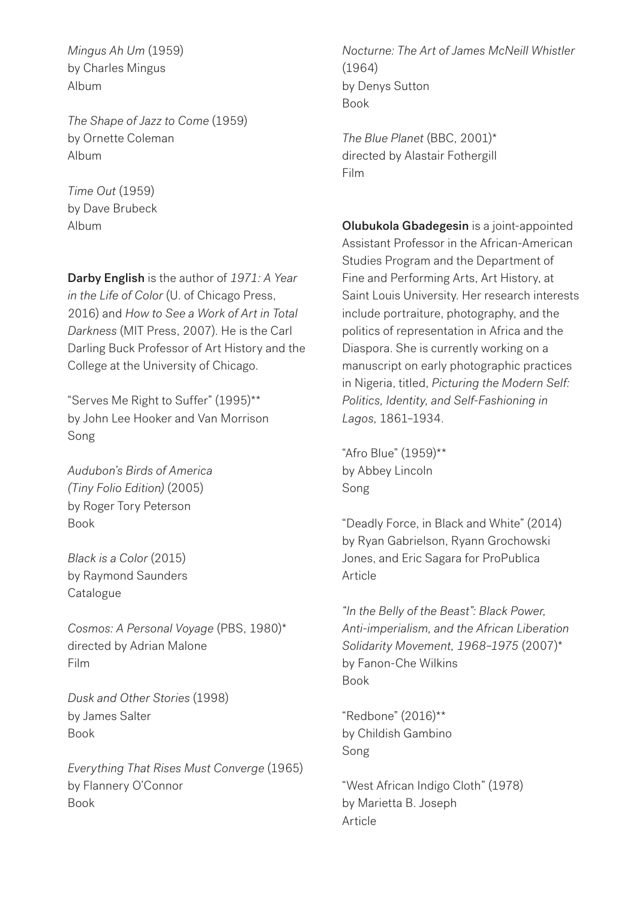*Mingus Ah Um* (1959)
by Charles Mingus
Album

*The Shape of Jazz to Come* (1959)
by Ornette Coleman
Album

*Time Out* (1959)
by Dave Brubeck
Album

**Darby English** is the author of *1971: A Year in the Life of Color* (U. of Chicago Press, 2016) and *How to See a Work of Art in Total Darkness* (MIT Press, 2007). He is the Carl Darling Buck Professor of Art History and the College at the University of Chicago.

"Serves Me Right to Suffer" (1995)**
by John Lee Hooker and Van Morrison
Song

*Audubon's Birds of America (Tiny Folio Edition)* (2005)
by Roger Tory Peterson
Book

*Black is a Color* (2015)
by Raymond Saunders
Catalogue

*Cosmos: A Personal Voyage* (PBS, 1980)*
directed by Adrian Malone
Film

*Dusk and Other Stories* (1998)
by James Salter
Book

*Everything That Rises Must Converge* (1965)
by Flannery O'Connor
Book

*Nocturne: The Art of James McNeill Whistler* (1964)
by Denys Sutton
Book

*The Blue Planet* (BBC, 2001)*
directed by Alastair Fothergill
Film

**Olubukola Gbadegesin** is a joint-appointed Assistant Professor in the African-American Studies Program and the Department of Fine and Performing Arts, Art History, at Saint Louis University. Her research interests include portraiture, photography, and the politics of representation in Africa and the Diaspora. She is currently working on a manuscript on early photographic practices in Nigeria, titled, *Picturing the Modern Self: Politics, Identity, and Self-Fashioning in Lagos*, 1861–1934.

"Afro Blue" (1959)**
by Abbey Lincoln
Song

"Deadly Force, in Black and White" (2014)
by Ryan Gabrielson, Ryann Grochowski Jones, and Eric Sagara for ProPublica
Article

*"In the Belly of the Beast": Black Power, Anti-imperialism, and the African Liberation Solidarity Movement, 1968–1975* (2007)*
by Fanon-Che Wilkins
Book

"Redbone" (2016)**
by Childish Gambino
Song

"West African Indigo Cloth" (1978)
by Marietta B. Joseph
Article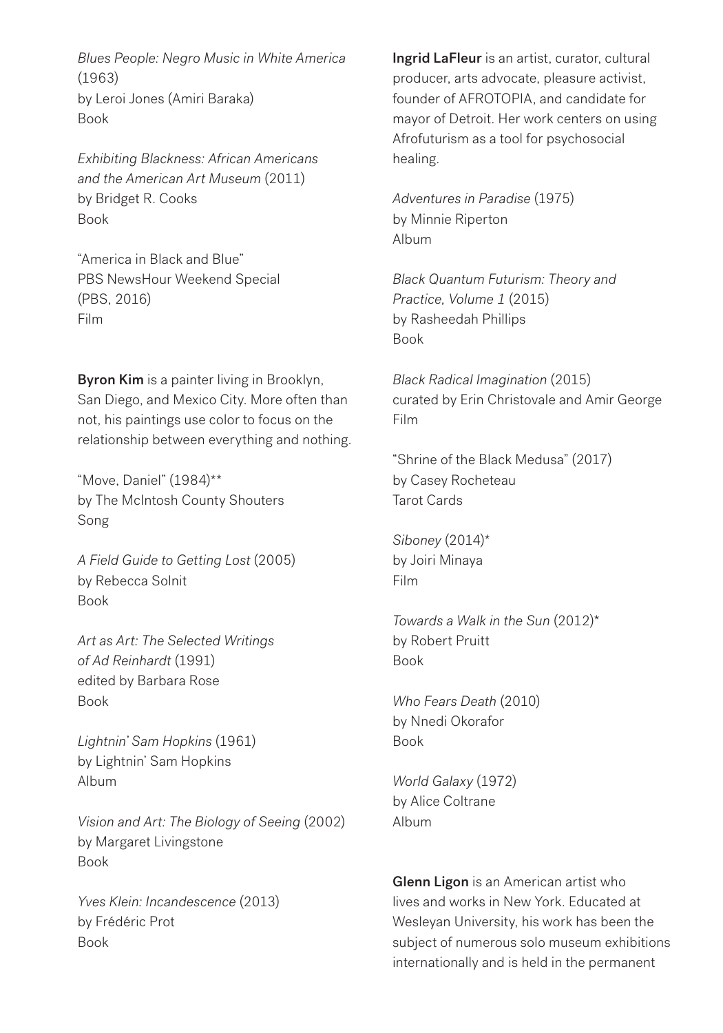*Blues People: Negro Music in White America* (1963)
by Leroi Jones (Amiri Baraka)
Book

*Exhibiting Blackness: African Americans and the American Art Museum* (2011)
by Bridget R. Cooks
Book

"America in Black and Blue"
PBS NewsHour Weekend Special
(PBS, 2016)
Film

**Byron Kim** is a painter living in Brooklyn, San Diego, and Mexico City. More often than not, his paintings use color to focus on the relationship between everything and nothing.

"Move, Daniel" (1984)**
by The McIntosh County Shouters
Song

*A Field Guide to Getting Lost* (2005)
by Rebecca Solnit
Book

*Art as Art: The Selected Writings of Ad Reinhardt* (1991)
edited by Barbara Rose
Book

*Lightnin' Sam Hopkins* (1961)
by Lightnin' Sam Hopkins
Album

*Vision and Art: The Biology of Seeing* (2002)
by Margaret Livingstone
Book

*Yves Klein: Incandescence* (2013)
by Frédéric Prot
Book

**Ingrid LaFleur** is an artist, curator, cultural producer, arts advocate, pleasure activist, founder of AFROTOPIA, and candidate for mayor of Detroit. Her work centers on using Afrofuturism as a tool for psychosocial healing.

*Adventures in Paradise* (1975)
by Minnie Riperton
Album

*Black Quantum Futurism: Theory and Practice, Volume 1* (2015)
by Rasheedah Phillips
Book

*Black Radical Imagination* (2015)
curated by Erin Christovale and Amir George
Film

"Shrine of the Black Medusa" (2017)
by Casey Rocheteau
Tarot Cards

*Siboney* (2014)*
by Joiri Minaya
Film

*Towards a Walk in the Sun* (2012)*
by Robert Pruitt
Book

*Who Fears Death* (2010)
by Nnedi Okorafor
Book

*World Galaxy* (1972)
by Alice Coltrane
Album

**Glenn Ligon** is an American artist who lives and works in New York. Educated at Wesleyan University, his work has been the subject of numerous solo museum exhibitions internationally and is held in the permanent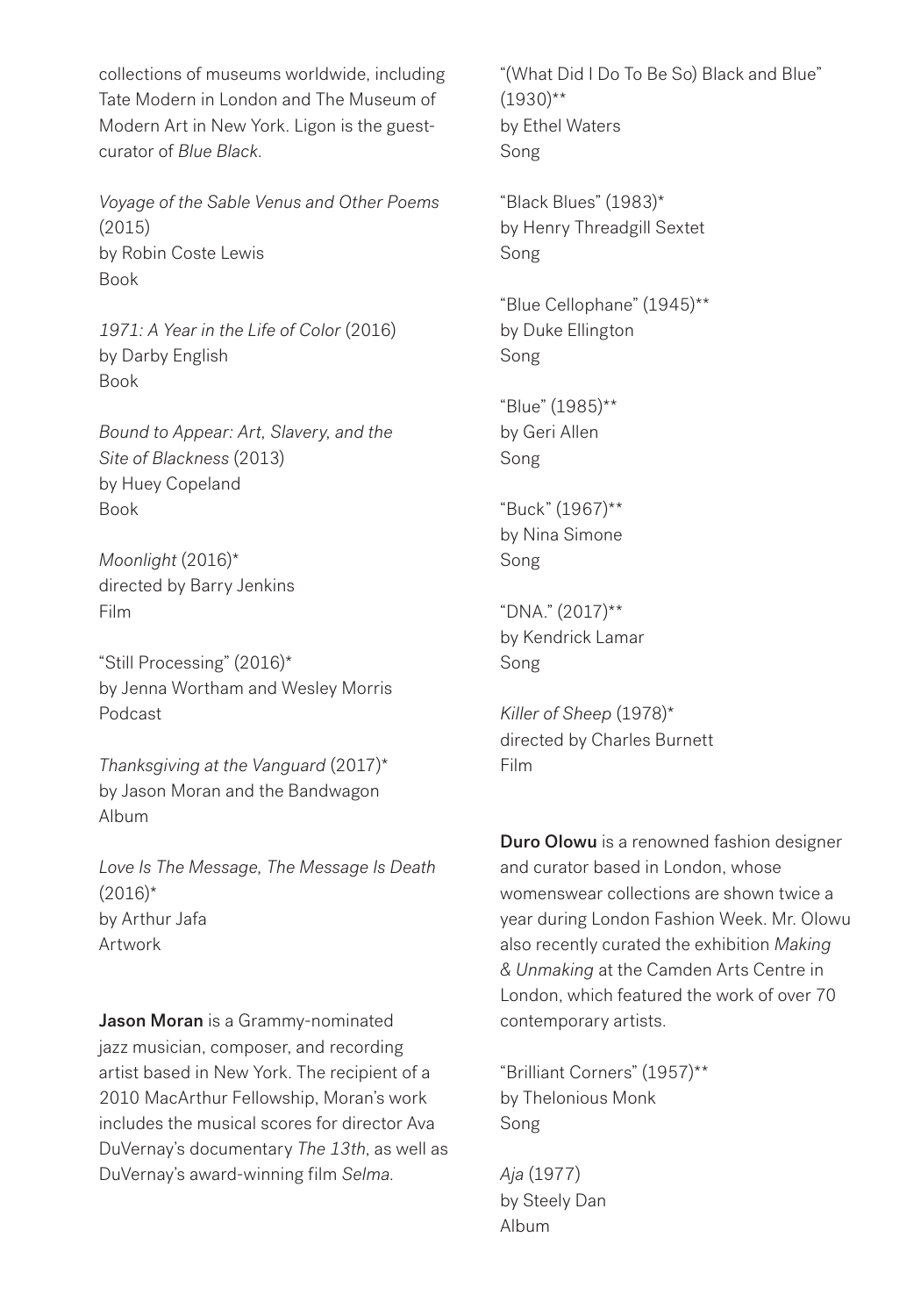collections of museums worldwide, including Tate Modern in London and The Museum of Modern Art in New York. Ligon is the guest-curator of *Blue Black*.

*Voyage of the Sable Venus and Other Poems* (2015)
by Robin Coste Lewis
Book

*1971: A Year in the Life of Color* (2016)
by Darby English
Book

*Bound to Appear: Art, Slavery, and the Site of Blackness* (2013)
by Huey Copeland
Book

*Moonlight* (2016)*
directed by Barry Jenkins
Film

"Still Processing" (2016)*
by Jenna Wortham and Wesley Morris
Podcast

*Thanksgiving at the Vanguard* (2017)*
by Jason Moran and the Bandwagon
Album

*Love Is The Message, The Message Is Death* (2016)*
by Arthur Jafa
Artwork

**Jason Moran** is a Grammy-nominated jazz musician, composer, and recording artist based in New York. The recipient of a 2010 MacArthur Fellowship, Moran's work includes the musical scores for director Ava DuVernay's documentary *The 13th*, as well as DuVernay's award-winning film *Selma*.

"(What Did I Do To Be So) Black and Blue" (1930)**
by Ethel Waters
Song

"Black Blues" (1983)*
by Henry Threadgill Sextet
Song

"Blue Cellophane" (1945)**
by Duke Ellington
Song

"Blue" (1985)**
by Geri Allen
Song

"Buck" (1967)**
by Nina Simone
Song

"DNA." (2017)**
by Kendrick Lamar
Song

*Killer of Sheep* (1978)*
directed by Charles Burnett
Film

**Duro Olowu** is a renowned fashion designer and curator based in London, whose womenswear collections are shown twice a year during London Fashion Week. Mr. Olowu also recently curated the exhibition *Making & Unmaking* at the Camden Arts Centre in London, which featured the work of over 70 contemporary artists.

"Brilliant Corners" (1957)**
by Thelonious Monk
Song

*Aja* (1977)
by Steely Dan
Album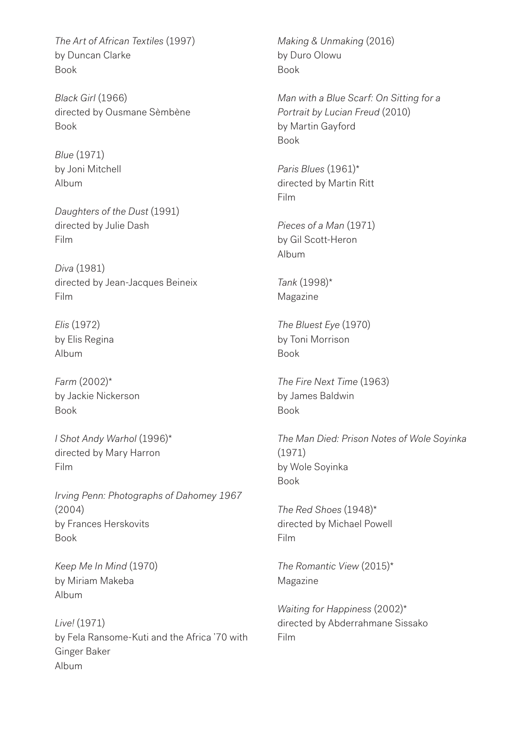*The Art of African Textiles* (1997)
by Duncan Clarke
Book

*Black Girl* (1966)
directed by Ousmane Sèmbène
Book

*Blue* (1971)
by Joni Mitchell
Album

*Daughters of the Dust* (1991)
directed by Julie Dash
Film

*Diva* (1981)
directed by Jean-Jacques Beineix
Film

*Elis* (1972)
by Elis Regina
Album

*Farm* (2002)*
by Jackie Nickerson
Book

*I Shot Andy Warhol* (1996)*
directed by Mary Harron
Film

*Irving Penn: Photographs of Dahomey 1967* (2004)
by Frances Herskovits
Book

*Keep Me In Mind* (1970)
by Miriam Makeba
Album

*Live!* (1971)
by Fela Ransome-Kuti and the Africa '70 with Ginger Baker
Album

*Making & Unmaking* (2016)
by Duro Olowu
Book

*Man with a Blue Scarf: On Sitting for a Portrait by Lucian Freud* (2010)
by Martin Gayford
Book

*Paris Blues* (1961)*
directed by Martin Ritt
Film

*Pieces of a Man* (1971)
by Gil Scott-Heron
Album

*Tank* (1998)*
Magazine

*The Bluest Eye* (1970)
by Toni Morrison
Book

*The Fire Next Time* (1963)
by James Baldwin
Book

*The Man Died: Prison Notes of Wole Soyinka* (1971)
by Wole Soyinka
Book

*The Red Shoes* (1948)*
directed by Michael Powell
Film

*The Romantic View* (2015)*
Magazine

*Waiting for Happiness* (2002)*
directed by Abderrahmane Sissako
Film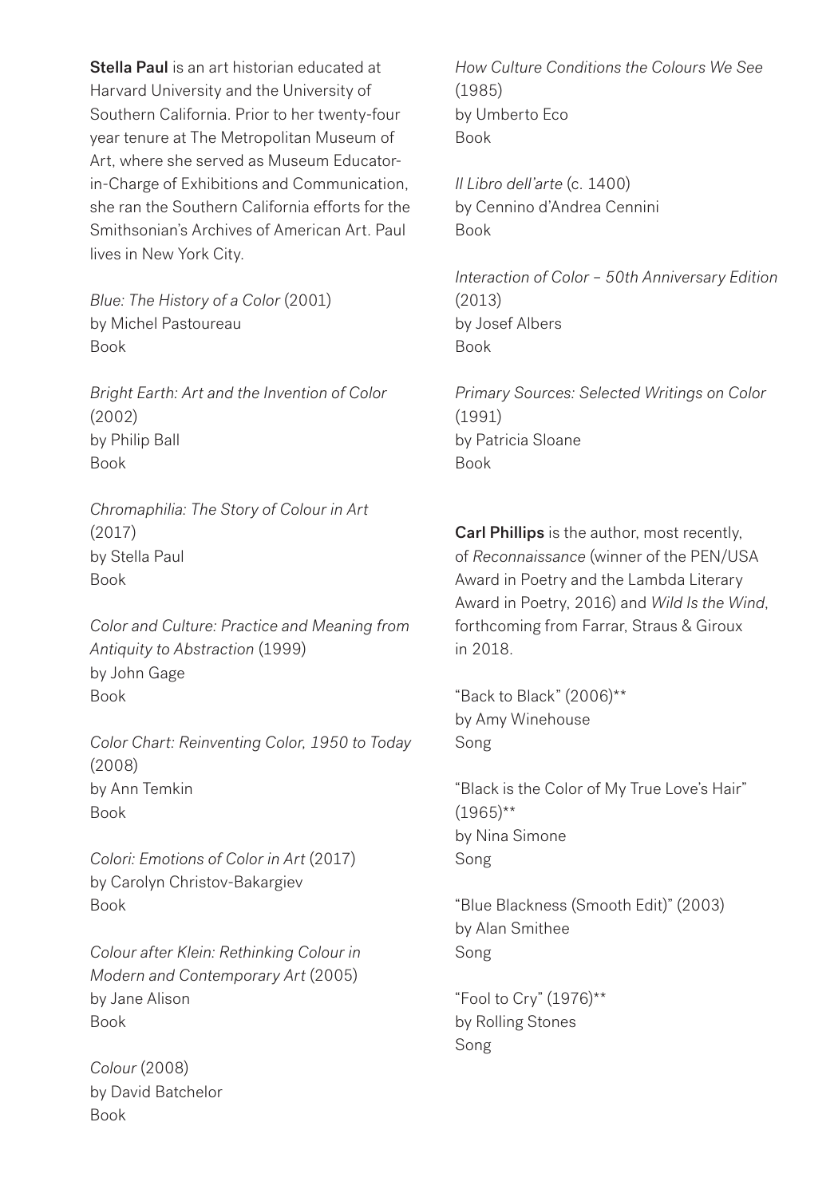**Stella Paul** is an art historian educated at Harvard University and the University of Southern California. Prior to her twenty-four year tenure at The Metropolitan Museum of Art, where she served as Museum Educator-in-Charge of Exhibitions and Communication, she ran the Southern California efforts for the Smithsonian's Archives of American Art. Paul lives in New York City.

*Blue: The History of a Color* (2001)
by Michel Pastoureau
Book

*Bright Earth: Art and the Invention of Color* (2002)
by Philip Ball
Book

*Chromaphilia: The Story of Colour in Art* (2017)
by Stella Paul
Book

*Color and Culture: Practice and Meaning from Antiquity to Abstraction* (1999)
by John Gage
Book

*Color Chart: Reinventing Color, 1950 to Today* (2008)
by Ann Temkin
Book

*Colori: Emotions of Color in Art* (2017)
by Carolyn Christov-Bakargiev
Book

*Colour after Klein: Rethinking Colour in Modern and Contemporary Art* (2005)
by Jane Alison
Book

*Colour* (2008)
by David Batchelor
Book

*How Culture Conditions the Colours We See* (1985)
by Umberto Eco
Book

*Il Libro dell'arte* (c. 1400)
by Cennino d'Andrea Cennini
Book

*Interaction of Color – 50th Anniversary Edition* (2013)
by Josef Albers
Book

*Primary Sources: Selected Writings on Color* (1991)
by Patricia Sloane
Book

**Carl Phillips** is the author, most recently, of *Reconnaissance* (winner of the PEN/USA Award in Poetry and the Lambda Literary Award in Poetry, 2016) and *Wild Is the Wind*, forthcoming from Farrar, Straus & Giroux in 2018.

"Back to Black" (2006)**
by Amy Winehouse
Song

"Black is the Color of My True Love's Hair" (1965)**
by Nina Simone
Song

"Blue Blackness (Smooth Edit)" (2003)
by Alan Smithee
Song

"Fool to Cry" (1976)**
by Rolling Stones
Song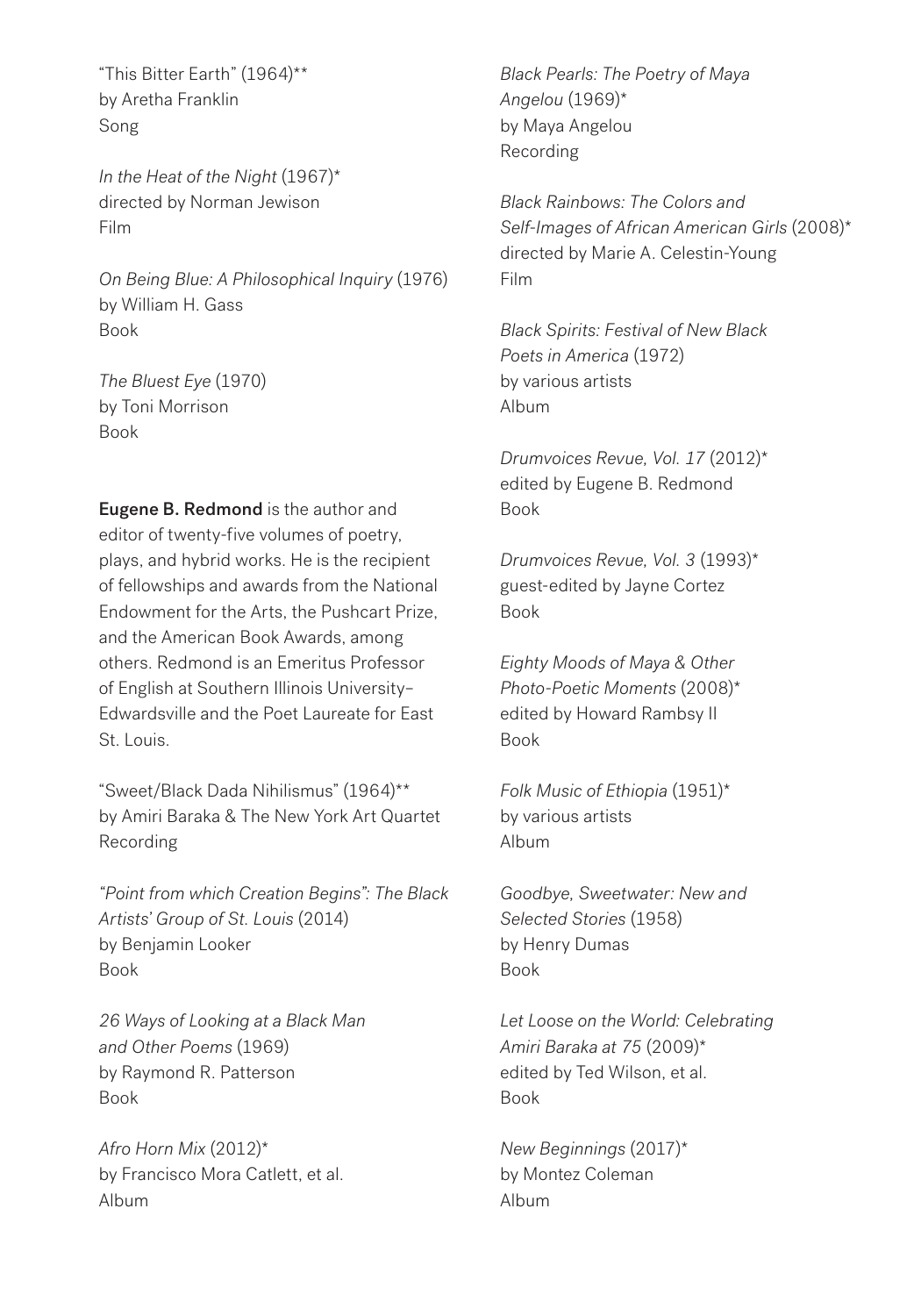"This Bitter Earth" (1964)**
by Aretha Franklin
Song

*In the Heat of the Night* (1967)*
directed by Norman Jewison
Film

*On Being Blue: A Philosophical Inquiry* (1976)
by William H. Gass
Book

*The Bluest Eye* (1970)
by Toni Morrison
Book

**Eugene B. Redmond** is the author and editor of twenty-five volumes of poetry, plays, and hybrid works. He is the recipient of fellowships and awards from the National Endowment for the Arts, the Pushcart Prize, and the American Book Awards, among others. Redmond is an Emeritus Professor of English at Southern Illinois University–Edwardsville and the Poet Laureate for East St. Louis.

"Sweet/Black Dada Nihilismus" (1964)**
by Amiri Baraka & The New York Art Quartet
Recording

*"Point from which Creation Begins": The Black Artists' Group of St. Louis* (2014)
by Benjamin Looker
Book

*26 Ways of Looking at a Black Man and Other Poems* (1969)
by Raymond R. Patterson
Book

*Afro Horn Mix* (2012)*
by Francisco Mora Catlett, et al.
Album

*Black Pearls: The Poetry of Maya Angelou* (1969)*
by Maya Angelou
Recording

*Black Rainbows: The Colors and Self-Images of African American Girls* (2008)*
directed by Marie A. Celestin-Young
Film

*Black Spirits: Festival of New Black Poets in America* (1972)
by various artists
Album

*Drumvoices Revue, Vol. 17* (2012)*
edited by Eugene B. Redmond
Book

*Drumvoices Revue, Vol. 3* (1993)*
guest-edited by Jayne Cortez
Book

*Eighty Moods of Maya & Other Photo-Poetic Moments* (2008)*
edited by Howard Rambsy II
Book

*Folk Music of Ethiopia* (1951)*
by various artists
Album

*Goodbye, Sweetwater: New and Selected Stories* (1958)
by Henry Dumas
Book

*Let Loose on the World: Celebrating Amiri Baraka at 75* (2009)*
edited by Ted Wilson, et al.
Book

*New Beginnings* (2017)*
by Montez Coleman
Album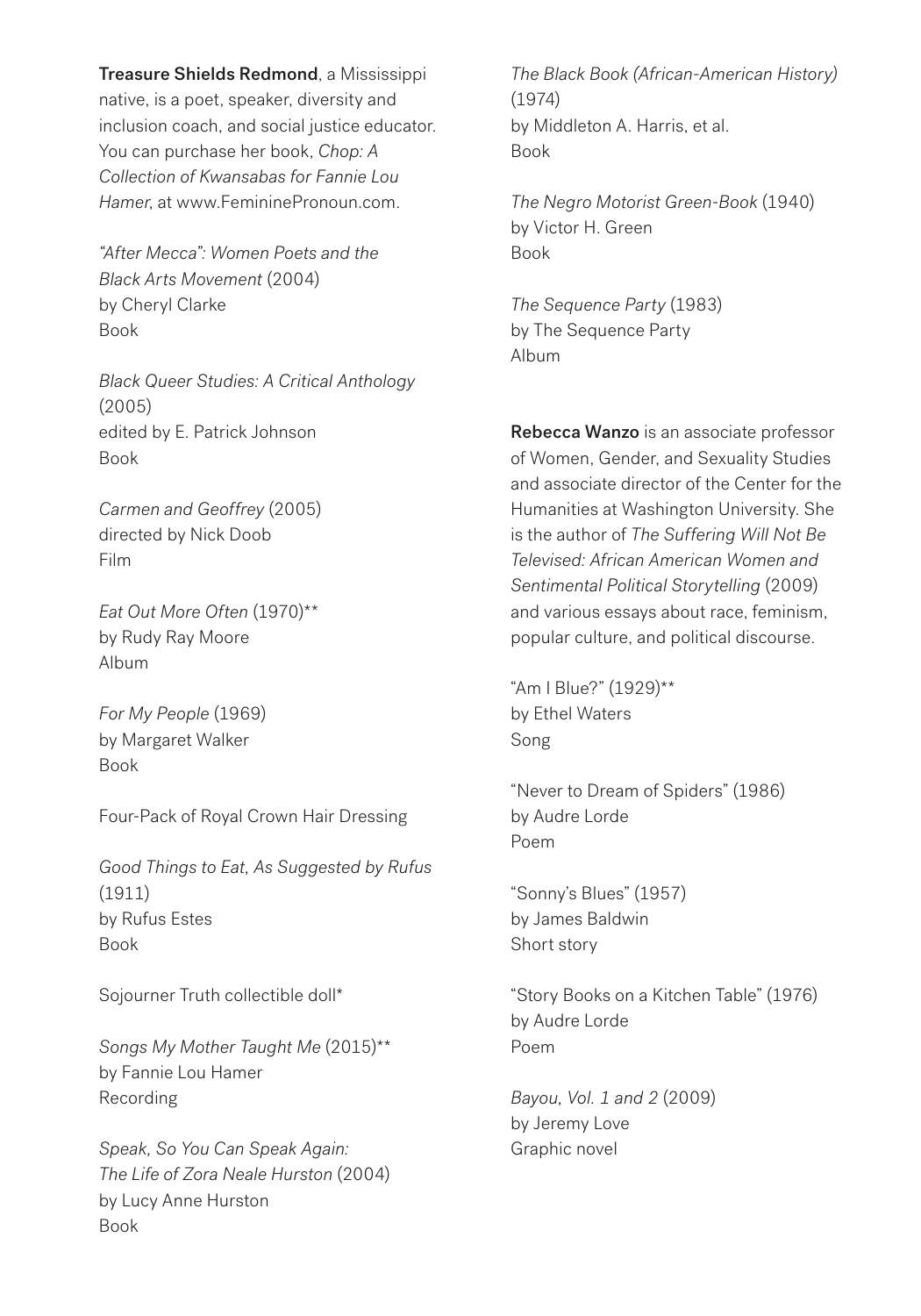**Treasure Shields Redmond**, a Mississippi native, is a poet, speaker, diversity and inclusion coach, and social justice educator. You can purchase her book, *Chop: A Collection of Kwansabas for Fannie Lou Hamer*, at www.FemininePronoun.com.

*"After Mecca": Women Poets and the Black Arts Movement* (2004)
by Cheryl Clarke
Book

*Black Queer Studies: A Critical Anthology* (2005)
edited by E. Patrick Johnson
Book

*Carmen and Geoffrey* (2005)
directed by Nick Doob
Film

*Eat Out More Often* (1970)**
by Rudy Ray Moore
Album

*For My People* (1969)
by Margaret Walker
Book

Four-Pack of Royal Crown Hair Dressing

*Good Things to Eat, As Suggested by Rufus* (1911)
by Rufus Estes
Book

Sojourner Truth collectible doll*

*Songs My Mother Taught Me* (2015)**
by Fannie Lou Hamer
Recording

*Speak, So You Can Speak Again: The Life of Zora Neale Hurston* (2004)
by Lucy Anne Hurston
Book

*The Black Book (African-American History)* (1974)
by Middleton A. Harris, et al.
Book

*The Negro Motorist Green-Book* (1940)
by Victor H. Green
Book

*The Sequence Party* (1983)
by The Sequence Party
Album

**Rebecca Wanzo** is an associate professor of Women, Gender, and Sexuality Studies and associate director of the Center for the Humanities at Washington University. She is the author of *The Suffering Will Not Be Televised: African American Women and Sentimental Political Storytelling* (2009) and various essays about race, feminism, popular culture, and political discourse.

"Am I Blue?" (1929)**
by Ethel Waters
Song

"Never to Dream of Spiders" (1986)
by Audre Lorde
Poem

"Sonny's Blues" (1957)
by James Baldwin
Short story

"Story Books on a Kitchen Table" (1976)
by Audre Lorde
Poem

*Bayou, Vol. 1 and 2* (2009)
by Jeremy Love
Graphic novel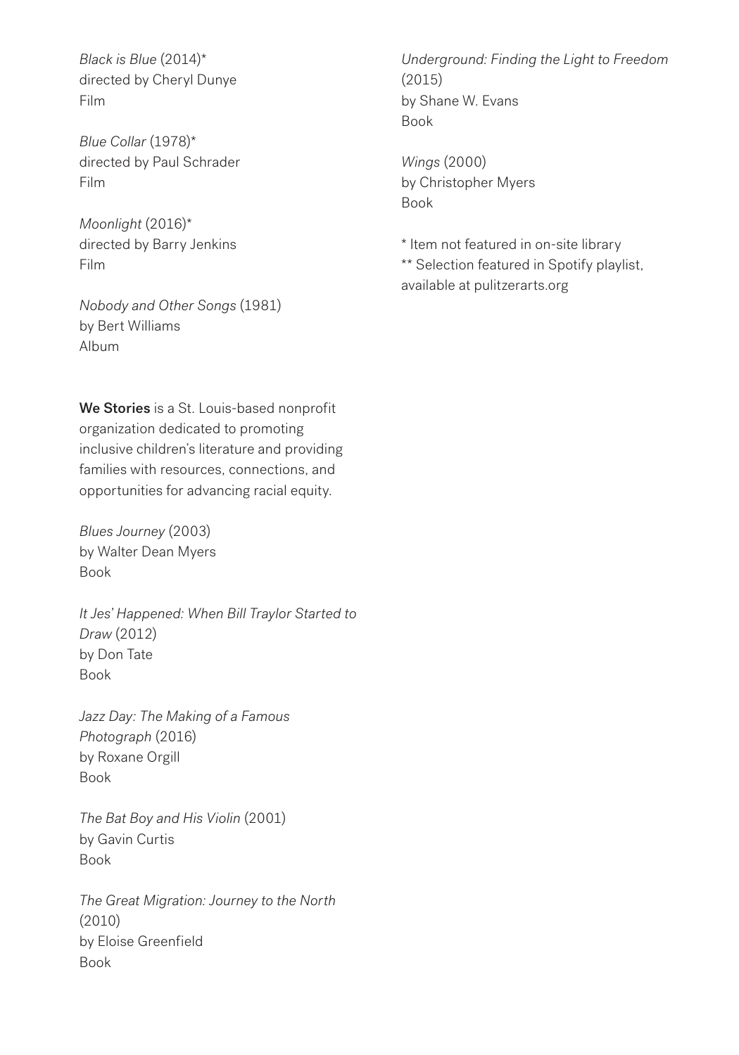*Black is Blue* (2014)*
directed by Cheryl Dunye
Film

*Blue Collar* (1978)*
directed by Paul Schrader
Film

*Moonlight* (2016)*
directed by Barry Jenkins
Film

*Nobody and Other Songs* (1981)
by Bert Williams
Album

**We Stories** is a St. Louis-based nonprofit organization dedicated to promoting inclusive children's literature and providing families with resources, connections, and opportunities for advancing racial equity.

*Blues Journey* (2003)
by Walter Dean Myers
Book

*It Jes' Happened: When Bill Traylor Started to Draw* (2012)
by Don Tate
Book

*Jazz Day: The Making of a Famous Photograph* (2016)
by Roxane Orgill
Book

*The Bat Boy and His Violin* (2001)
by Gavin Curtis
Book

*The Great Migration: Journey to the North* (2010)
by Eloise Greenfield
Book

*Underground: Finding the Light to Freedom* (2015)
by Shane W. Evans
Book

*Wings* (2000)
by Christopher Myers
Book

* Item not featured in on-site library
** Selection featured in Spotify playlist, available at pulitzerarts.org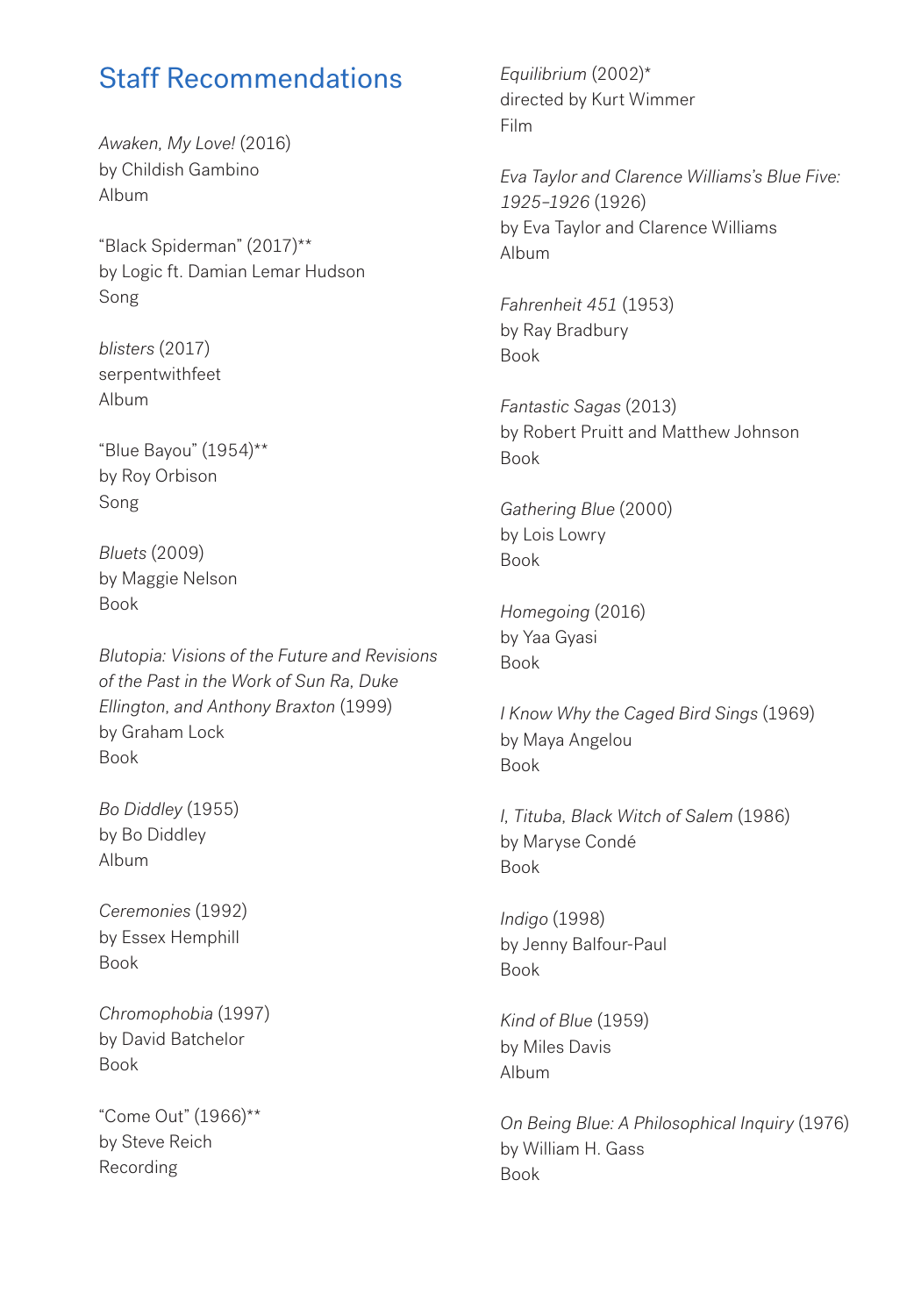## Staff Recommendations

*Awaken, My Love!* (2016)
by Childish Gambino
Album

"Black Spiderman" (2017)**
by Logic ft. Damian Lemar Hudson
Song

*blisters* (2017)
serpentwithfeet
Album

"Blue Bayou" (1954)**
by Roy Orbison
Song

*Bluets* (2009)
by Maggie Nelson
Book

*Blutopia: Visions of the Future and Revisions of the Past in the Work of Sun Ra, Duke Ellington, and Anthony Braxton* (1999)
by Graham Lock
Book

*Bo Diddley* (1955)
by Bo Diddley
Album

*Ceremonies* (1992)
by Essex Hemphill
Book

*Chromophobia* (1997)
by David Batchelor
Book

"Come Out" (1966)**
by Steve Reich
Recording

*Equilibrium* (2002)*
directed by Kurt Wimmer
Film

*Eva Taylor and Clarence Williams's Blue Five: 1925–1926* (1926)
by Eva Taylor and Clarence Williams
Album

*Fahrenheit 451* (1953)
by Ray Bradbury
Book

*Fantastic Sagas* (2013)
by Robert Pruitt and Matthew Johnson
Book

*Gathering Blue* (2000)
by Lois Lowry
Book

*Homegoing* (2016)
by Yaa Gyasi
Book

*I Know Why the Caged Bird Sings* (1969)
by Maya Angelou
Book

*I, Tituba, Black Witch of Salem* (1986)
by Maryse Condé
Book

*Indigo* (1998)
by Jenny Balfour-Paul
Book

*Kind of Blue* (1959)
by Miles Davis
Album

*On Being Blue: A Philosophical Inquiry* (1976)
by William H. Gass
Book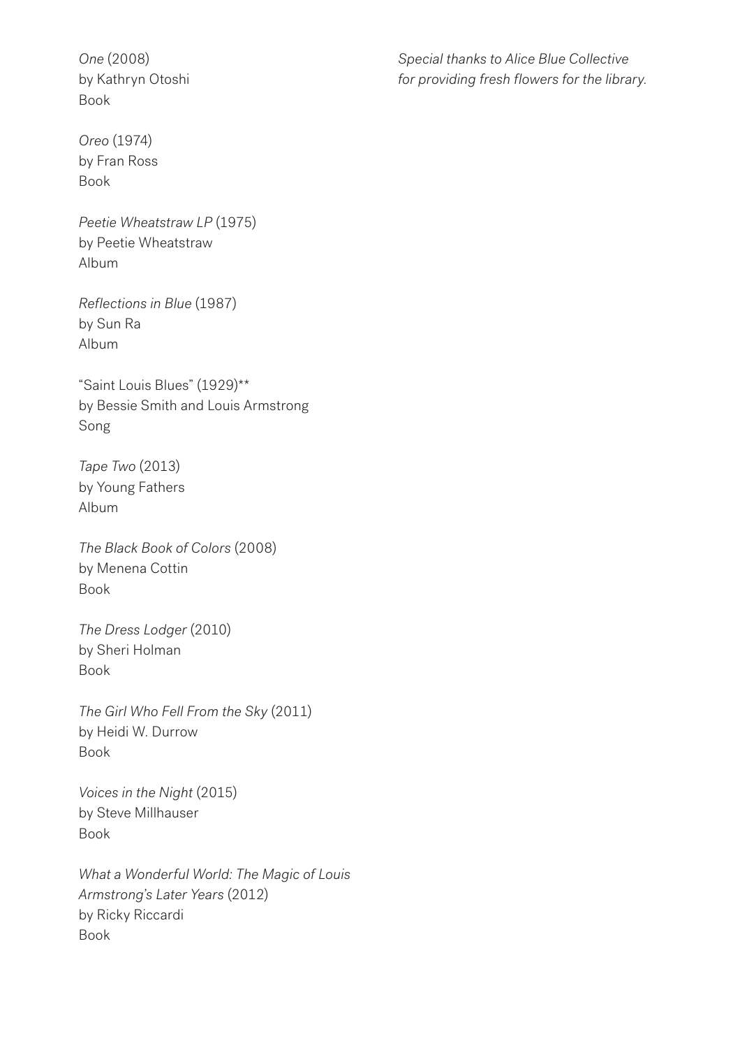*One* (2008)
by Kathryn Otoshi
Book

*Oreo* (1974)
by Fran Ross
Book

*Peetie Wheatstraw LP* (1975)
by Peetie Wheatstraw
Album

*Reflections in Blue* (1987)
by Sun Ra
Album

"Saint Louis Blues" (1929)**
by Bessie Smith and Louis Armstrong
Song

*Tape Two* (2013)
by Young Fathers
Album

*The Black Book of Colors* (2008)
by Menena Cottin
Book

*The Dress Lodger* (2010)
by Sheri Holman
Book

*The Girl Who Fell From the Sky* (2011)
by Heidi W. Durrow
Book

*Voices in the Night* (2015)
by Steve Millhauser
Book

*What a Wonderful World: The Magic of Louis Armstrong's Later Years* (2012)
by Ricky Riccardi
Book

*Special thanks to Alice Blue Collective for providing fresh flowers for the library.*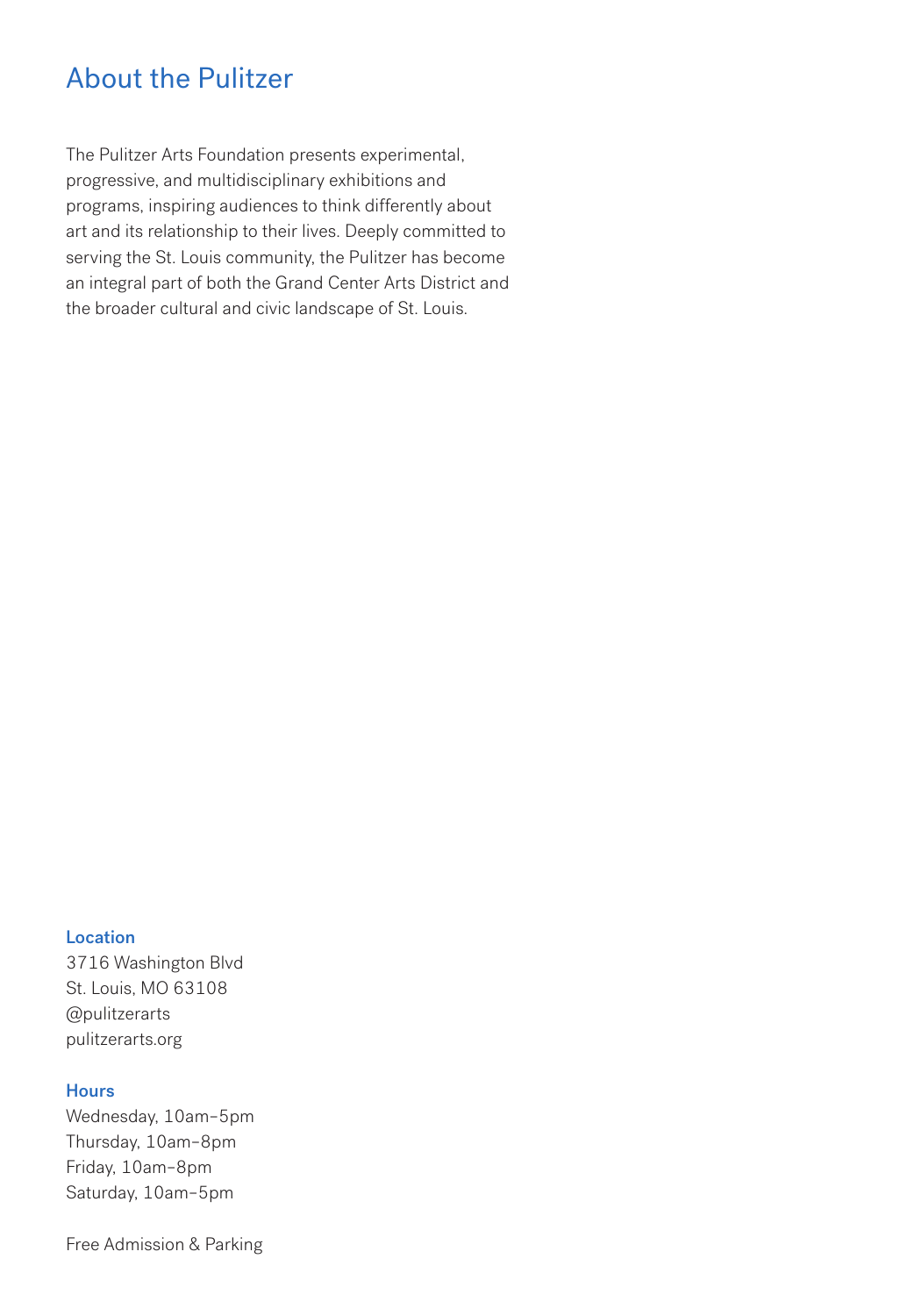## About the Pulitzer

The Pulitzer Arts Foundation presents experimental, progressive, and multidisciplinary exhibitions and programs, inspiring audiences to think differently about art and its relationship to their lives. Deeply committed to serving the St. Louis community, the Pulitzer has become an integral part of both the Grand Center Arts District and the broader cultural and civic landscape of St. Louis.

### Location

3716 Washington Blvd
St. Louis, MO 63108
@pulitzerarts
pulitzerarts.org

### Hours

Wednesday, 10am–5pm
Thursday, 10am–8pm
Friday, 10am–8pm
Saturday, 10am–5pm

Free Admission & Parking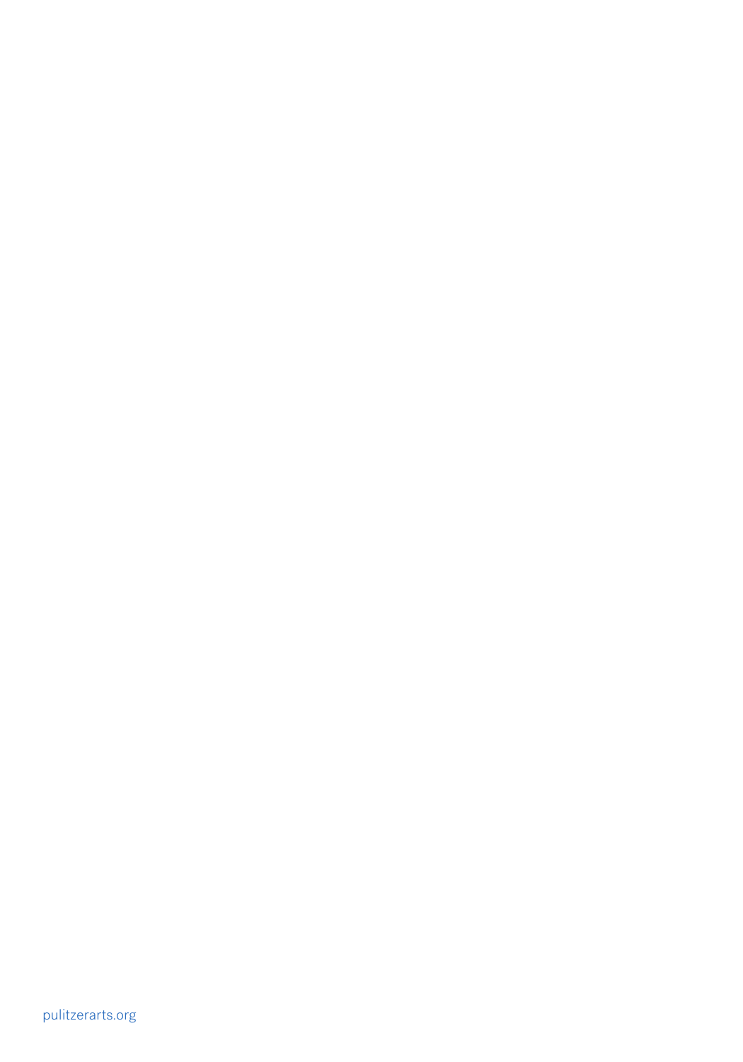pulitzerarts.org